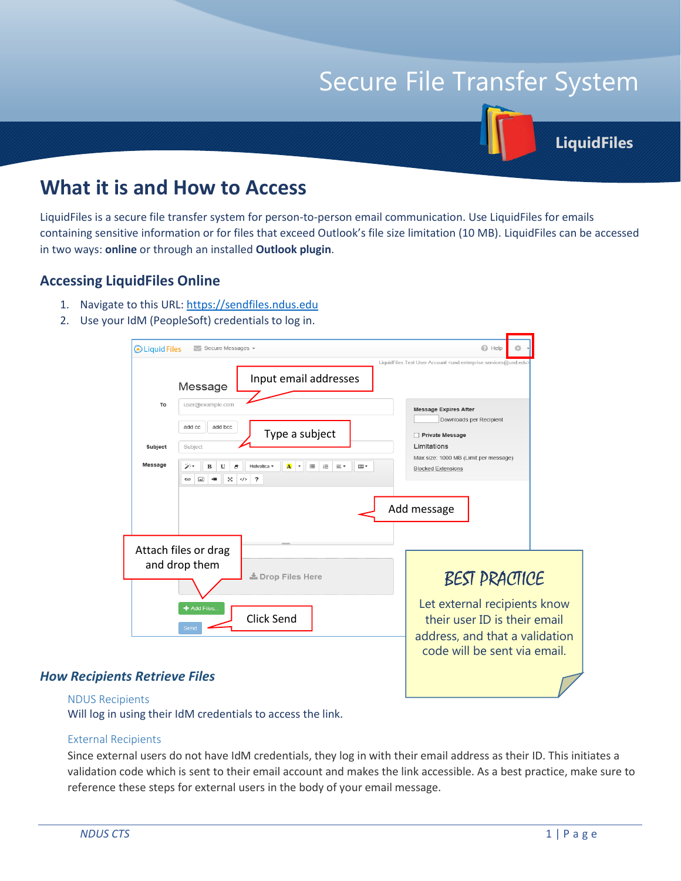# Secure File Transfer System

LiquidFiles

## What it is and How to Access

LiquidFiles is a secure file transfer system for person-to-person email communication. Use LiquidFiles for emails containing sensitive information or for files that exceed Outlook's file size limitation (10 MB). LiquidFiles can be accessed in two ways: **online** or through an installed **Outlook plugin**.

### Accessing LiquidFiles Online

1. Navigate to this URL: https://sendfiles.ndus.edu
2. Use your IdM (PeopleSoft) credentials to log in.

Input email addresses

Type a subject

Add message

Attach files or drag and drop them

Click Send

> **BEST PRACTICE**
>
> Let external recipients know their user ID is their email address, and that a validation code will be sent via email.

### *How Recipients Retrieve Files*

#### NDUS Recipients

Will log in using their IdM credentials to access the link.

#### External Recipients

Since external users do not have IdM credentials, they log in with their email address as their ID. This initiates a validation code which is sent to their email account and makes the link accessible. As a best practice, make sure to reference these steps for external users in the body of your email message.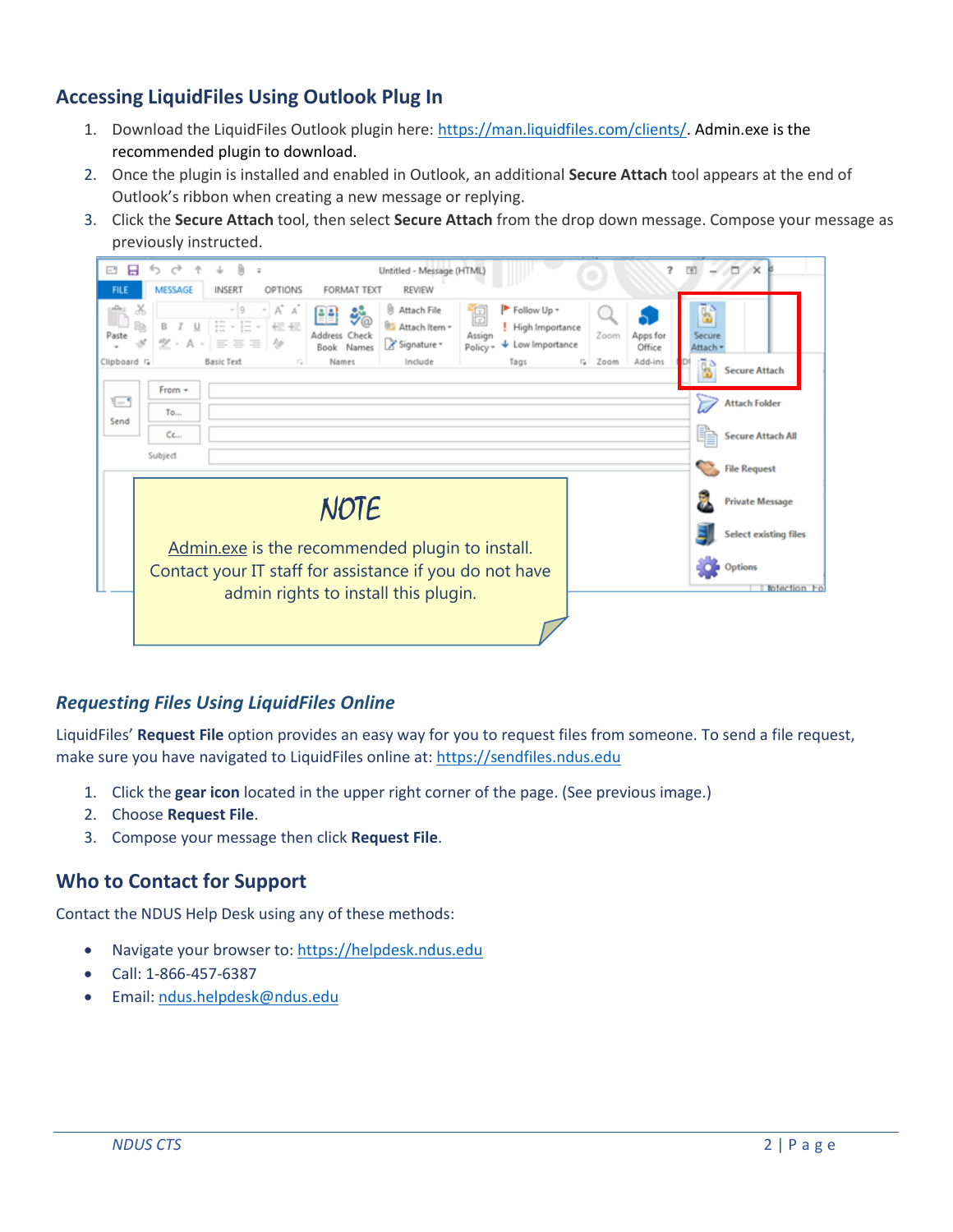## Accessing LiquidFiles Using Outlook Plug In

1. Download the LiquidFiles Outlook plugin here: https://man.liquidfiles.com/clients/. Admin.exe is the recommended plugin to download.
2. Once the plugin is installed and enabled in Outlook, an additional **Secure Attach** tool appears at the end of Outlook's ribbon when creating a new message or replying.
3. Click the **Secure Attach** tool, then select **Secure Attach** from the drop down message. Compose your message as previously instructed.

NOTE

Admin.exe is the recommended plugin to install. Contact your IT staff for assistance if you do not have admin rights to install this plugin.

### *Requesting Files Using LiquidFiles Online*

LiquidFiles' **Request File** option provides an easy way for you to request files from someone. To send a file request, make sure you have navigated to LiquidFiles online at: https://sendfiles.ndus.edu

1. Click the **gear icon** located in the upper right corner of the page. (See previous image.)
2. Choose **Request File**.
3. Compose your message then click **Request File**.

## Who to Contact for Support

Contact the NDUS Help Desk using any of these methods:

- Navigate your browser to: https://helpdesk.ndus.edu
- Call: 1-866-457-6387
- Email: ndus.helpdesk@ndus.edu